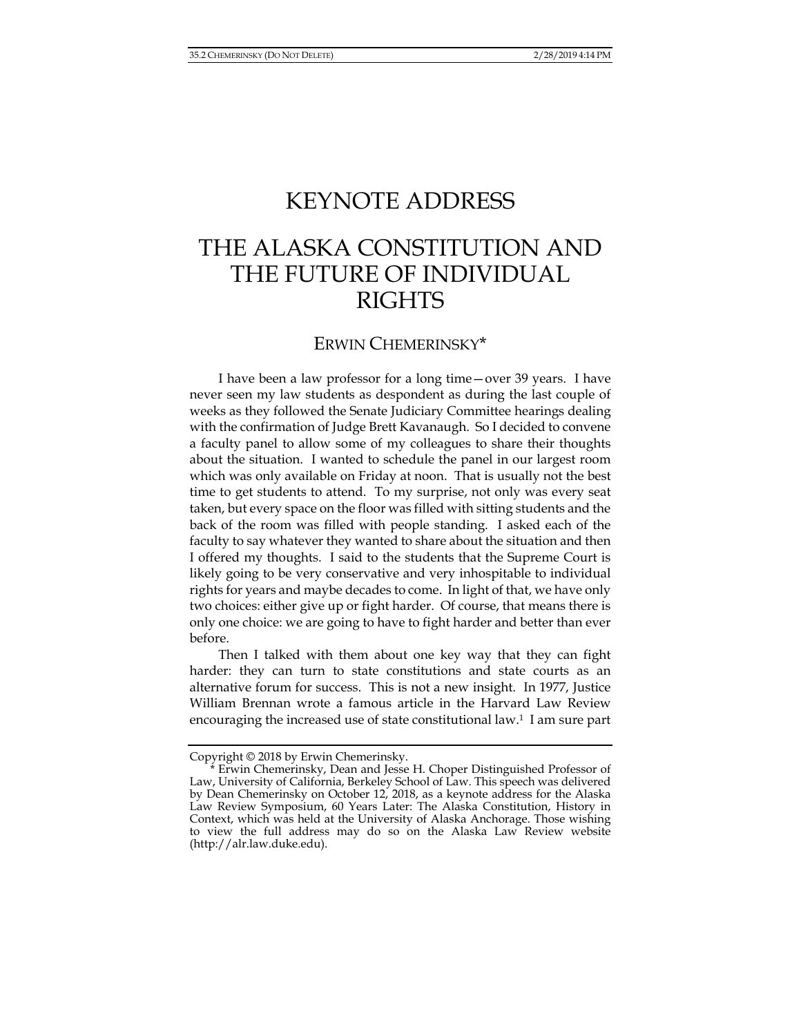# KEYNOTE ADDRESS

# THE ALASKA CONSTITUTION AND THE FUTURE OF INDIVIDUAL RIGHTS

## ERWIN CHEMERINSKY*

I have been a law professor for a long time—over 39 years. I have never seen my law students as despondent as during the last couple of weeks as they followed the Senate Judiciary Committee hearings dealing with the confirmation of Judge Brett Kavanaugh. So I decided to convene a faculty panel to allow some of my colleagues to share their thoughts about the situation. I wanted to schedule the panel in our largest room which was only available on Friday at noon. That is usually not the best time to get students to attend. To my surprise, not only was every seat taken, but every space on the floor was filled with sitting students and the back of the room was filled with people standing. I asked each of the faculty to say whatever they wanted to share about the situation and then I offered my thoughts. I said to the students that the Supreme Court is likely going to be very conservative and very inhospitable to individual rights for years and maybe decades to come. In light of that, we have only two choices: either give up or fight harder. Of course, that means there is only one choice: we are going to have to fight harder and better than ever before.

Then I talked with them about one key way that they can fight harder: they can turn to state constitutions and state courts as an alternative forum for success. This is not a new insight. In 1977, Justice William Brennan wrote a famous article in the Harvard Law Review encouraging the increased use of state constitutional law.[1] I am sure part

---

Copyright © 2018 by Erwin Chemerinsky.

\* Erwin Chemerinsky, Dean and Jesse H. Choper Distinguished Professor of Law, University of California, Berkeley School of Law. This speech was delivered by Dean Chemerinsky on October 12, 2018, as a keynote address for the Alaska Law Review Symposium, 60 Years Later: The Alaska Constitution, History in Context, which was held at the University of Alaska Anchorage. Those wishing to view the full address may do so on the Alaska Law Review website (http://alr.law.duke.edu).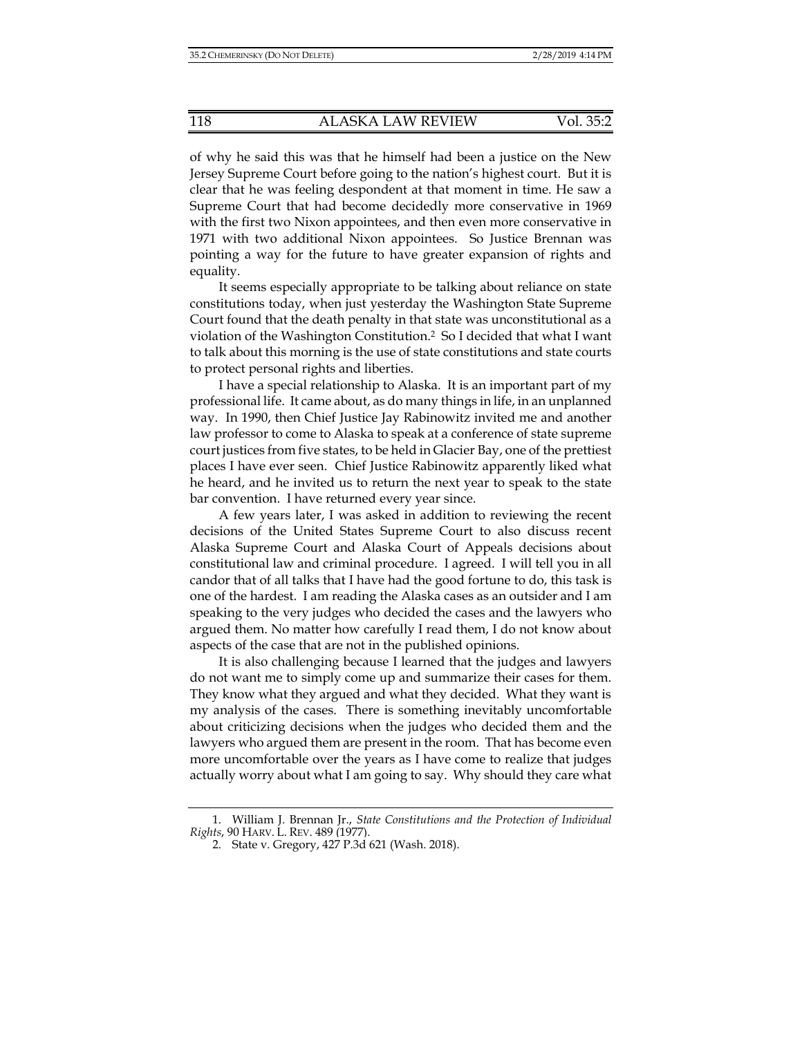of why he said this was that he himself had been a justice on the New Jersey Supreme Court before going to the nation's highest court. But it is clear that he was feeling despondent at that moment in time. He saw a Supreme Court that had become decidedly more conservative in 1969 with the first two Nixon appointees, and then even more conservative in 1971 with two additional Nixon appointees. So Justice Brennan was pointing a way for the future to have greater expansion of rights and equality.

It seems especially appropriate to be talking about reliance on state constitutions today, when just yesterday the Washington State Supreme Court found that the death penalty in that state was unconstitutional as a violation of the Washington Constitution.[2] So I decided that what I want to talk about this morning is the use of state constitutions and state courts to protect personal rights and liberties.

I have a special relationship to Alaska. It is an important part of my professional life. It came about, as do many things in life, in an unplanned way. In 1990, then Chief Justice Jay Rabinowitz invited me and another law professor to come to Alaska to speak at a conference of state supreme court justices from five states, to be held in Glacier Bay, one of the prettiest places I have ever seen. Chief Justice Rabinowitz apparently liked what he heard, and he invited us to return the next year to speak to the state bar convention. I have returned every year since.

A few years later, I was asked in addition to reviewing the recent decisions of the United States Supreme Court to also discuss recent Alaska Supreme Court and Alaska Court of Appeals decisions about constitutional law and criminal procedure. I agreed. I will tell you in all candor that of all talks that I have had the good fortune to do, this task is one of the hardest. I am reading the Alaska cases as an outsider and I am speaking to the very judges who decided the cases and the lawyers who argued them. No matter how carefully I read them, I do not know about aspects of the case that are not in the published opinions.

It is also challenging because I learned that the judges and lawyers do not want me to simply come up and summarize their cases for them. They know what they argued and what they decided. What they want is my analysis of the cases. There is something inevitably uncomfortable about criticizing decisions when the judges who decided them and the lawyers who argued them are present in the room. That has become even more uncomfortable over the years as I have come to realize that judges actually worry about what I am going to say. Why should they care what

1. William J. Brennan Jr., *State Constitutions and the Protection of Individual Rights*, 90 HARV. L. REV. 489 (1977).

2. State v. Gregory, 427 P.3d 621 (Wash. 2018).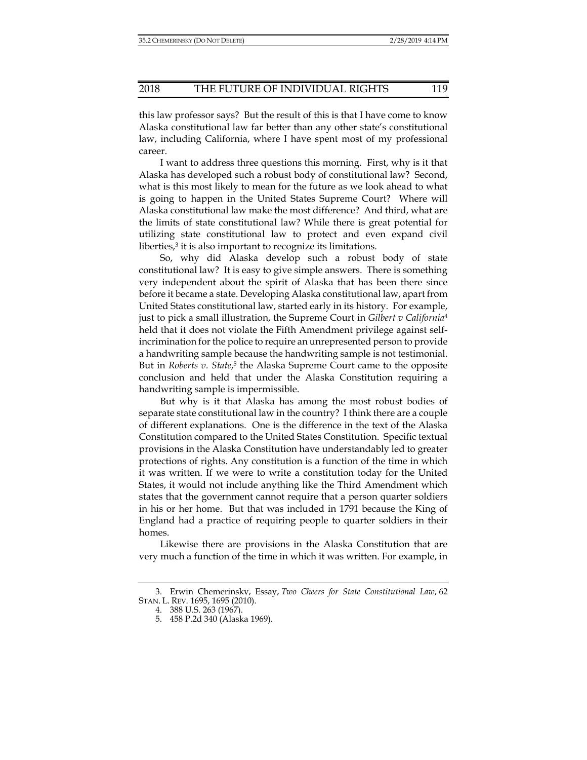this law professor says? But the result of this is that I have come to know Alaska constitutional law far better than any other state's constitutional law, including California, where I have spent most of my professional career.

I want to address three questions this morning. First, why is it that Alaska has developed such a robust body of constitutional law? Second, what is this most likely to mean for the future as we look ahead to what is going to happen in the United States Supreme Court? Where will Alaska constitutional law make the most difference? And third, what are the limits of state constitutional law? While there is great potential for utilizing state constitutional law to protect and even expand civil liberties,[3] it is also important to recognize its limitations.

So, why did Alaska develop such a robust body of state constitutional law? It is easy to give simple answers. There is something very independent about the spirit of Alaska that has been there since before it became a state. Developing Alaska constitutional law, apart from United States constitutional law, started early in its history. For example, just to pick a small illustration, the Supreme Court in *Gilbert v California*[4] held that it does not violate the Fifth Amendment privilege against self-incrimination for the police to require an unrepresented person to provide a handwriting sample because the handwriting sample is not testimonial. But in *Roberts v. State*,[5] the Alaska Supreme Court came to the opposite conclusion and held that under the Alaska Constitution requiring a handwriting sample is impermissible.

But why is it that Alaska has among the most robust bodies of separate state constitutional law in the country? I think there are a couple of different explanations. One is the difference in the text of the Alaska Constitution compared to the United States Constitution. Specific textual provisions in the Alaska Constitution have understandably led to greater protections of rights. Any constitution is a function of the time in which it was written. If we were to write a constitution today for the United States, it would not include anything like the Third Amendment which states that the government cannot require that a person quarter soldiers in his or her home. But that was included in 1791 because the King of England had a practice of requiring people to quarter soldiers in their homes.

Likewise there are provisions in the Alaska Constitution that are very much a function of the time in which it was written. For example, in

---

3. Erwin Chemerinsky, Essay, *Two Cheers for State Constitutional Law*, 62 STAN. L. REV. 1695, 1695 (2010).

4. 388 U.S. 263 (1967).

5. 458 P.2d 340 (Alaska 1969).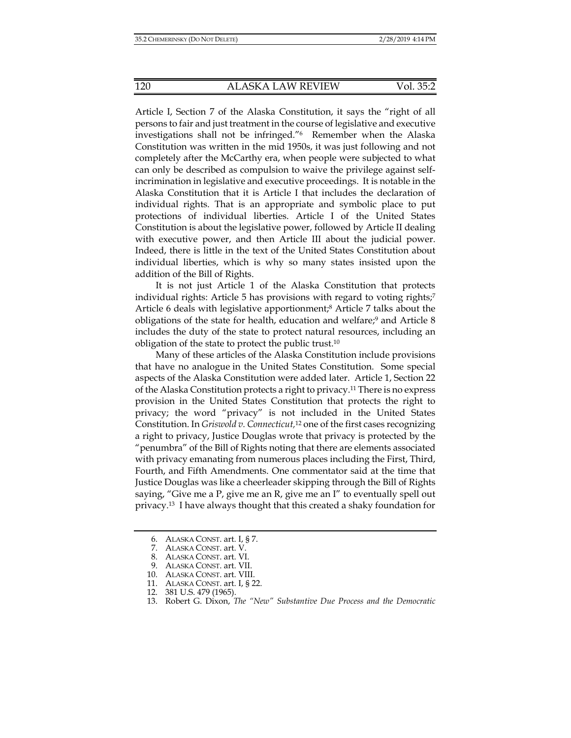Article I, Section 7 of the Alaska Constitution, it says the "right of all persons to fair and just treatment in the course of legislative and executive investigations shall not be infringed."[6] Remember when the Alaska Constitution was written in the mid 1950s, it was just following and not completely after the McCarthy era, when people were subjected to what can only be described as compulsion to waive the privilege against self-incrimination in legislative and executive proceedings. It is notable in the Alaska Constitution that it is Article I that includes the declaration of individual rights. That is an appropriate and symbolic place to put protections of individual liberties. Article I of the United States Constitution is about the legislative power, followed by Article II dealing with executive power, and then Article III about the judicial power. Indeed, there is little in the text of the United States Constitution about individual liberties, which is why so many states insisted upon the addition of the Bill of Rights.

It is not just Article 1 of the Alaska Constitution that protects individual rights: Article 5 has provisions with regard to voting rights;[7] Article 6 deals with legislative apportionment;[8] Article 7 talks about the obligations of the state for health, education and welfare;[9] and Article 8 includes the duty of the state to protect natural resources, including an obligation of the state to protect the public trust.[10]

Many of these articles of the Alaska Constitution include provisions that have no analogue in the United States Constitution. Some special aspects of the Alaska Constitution were added later. Article 1, Section 22 of the Alaska Constitution protects a right to privacy.[11] There is no express provision in the United States Constitution that protects the right to privacy; the word "privacy" is not included in the United States Constitution. In *Griswold v. Connecticut*,[12] one of the first cases recognizing a right to privacy, Justice Douglas wrote that privacy is protected by the "penumbra" of the Bill of Rights noting that there are elements associated with privacy emanating from numerous places including the First, Third, Fourth, and Fifth Amendments. One commentator said at the time that Justice Douglas was like a cheerleader skipping through the Bill of Rights saying, "Give me a P, give me an R, give me an I" to eventually spell out privacy.[13] I have always thought that this created a shaky foundation for

---

6. ALASKA CONST. art. I, § 7.
7. ALASKA CONST. art. V.
8. ALASKA CONST. art. VI.
9. ALASKA CONST. art. VII.
10. ALASKA CONST. art. VIII.
11. ALASKA CONST. art. I, § 22.
12. 381 U.S. 479 (1965).
13. Robert G. Dixon, *The "New" Substantive Due Process and the Democratic*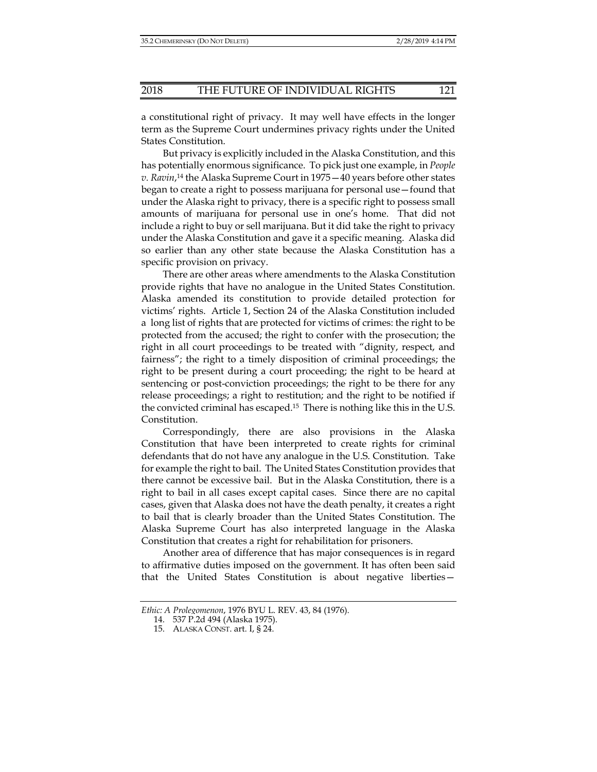a constitutional right of privacy. It may well have effects in the longer term as the Supreme Court undermines privacy rights under the United States Constitution.

But privacy is explicitly included in the Alaska Constitution, and this has potentially enormous significance. To pick just one example, in *People v. Ravin*,[14] the Alaska Supreme Court in 1975—40 years before other states began to create a right to possess marijuana for personal use—found that under the Alaska right to privacy, there is a specific right to possess small amounts of marijuana for personal use in one's home. That did not include a right to buy or sell marijuana. But it did take the right to privacy under the Alaska Constitution and gave it a specific meaning. Alaska did so earlier than any other state because the Alaska Constitution has a specific provision on privacy.

There are other areas where amendments to the Alaska Constitution provide rights that have no analogue in the United States Constitution. Alaska amended its constitution to provide detailed protection for victims' rights. Article 1, Section 24 of the Alaska Constitution included a long list of rights that are protected for victims of crimes: the right to be protected from the accused; the right to confer with the prosecution; the right in all court proceedings to be treated with "dignity, respect, and fairness"; the right to a timely disposition of criminal proceedings; the right to be present during a court proceeding; the right to be heard at sentencing or post-conviction proceedings; the right to be there for any release proceedings; a right to restitution; and the right to be notified if the convicted criminal has escaped.[15] There is nothing like this in the U.S. Constitution.

Correspondingly, there are also provisions in the Alaska Constitution that have been interpreted to create rights for criminal defendants that do not have any analogue in the U.S. Constitution. Take for example the right to bail. The United States Constitution provides that there cannot be excessive bail. But in the Alaska Constitution, there is a right to bail in all cases except capital cases. Since there are no capital cases, given that Alaska does not have the death penalty, it creates a right to bail that is clearly broader than the United States Constitution. The Alaska Supreme Court has also interpreted language in the Alaska Constitution that creates a right for rehabilitation for prisoners.

Another area of difference that has major consequences is in regard to affirmative duties imposed on the government. It has often been said that the United States Constitution is about negative liberties—

---

*Ethic: A Prolegomenon*, 1976 BYU L. REV. 43, 84 (1976).

14. 537 P.2d 494 (Alaska 1975).

15. ALASKA CONST. art. I, § 24.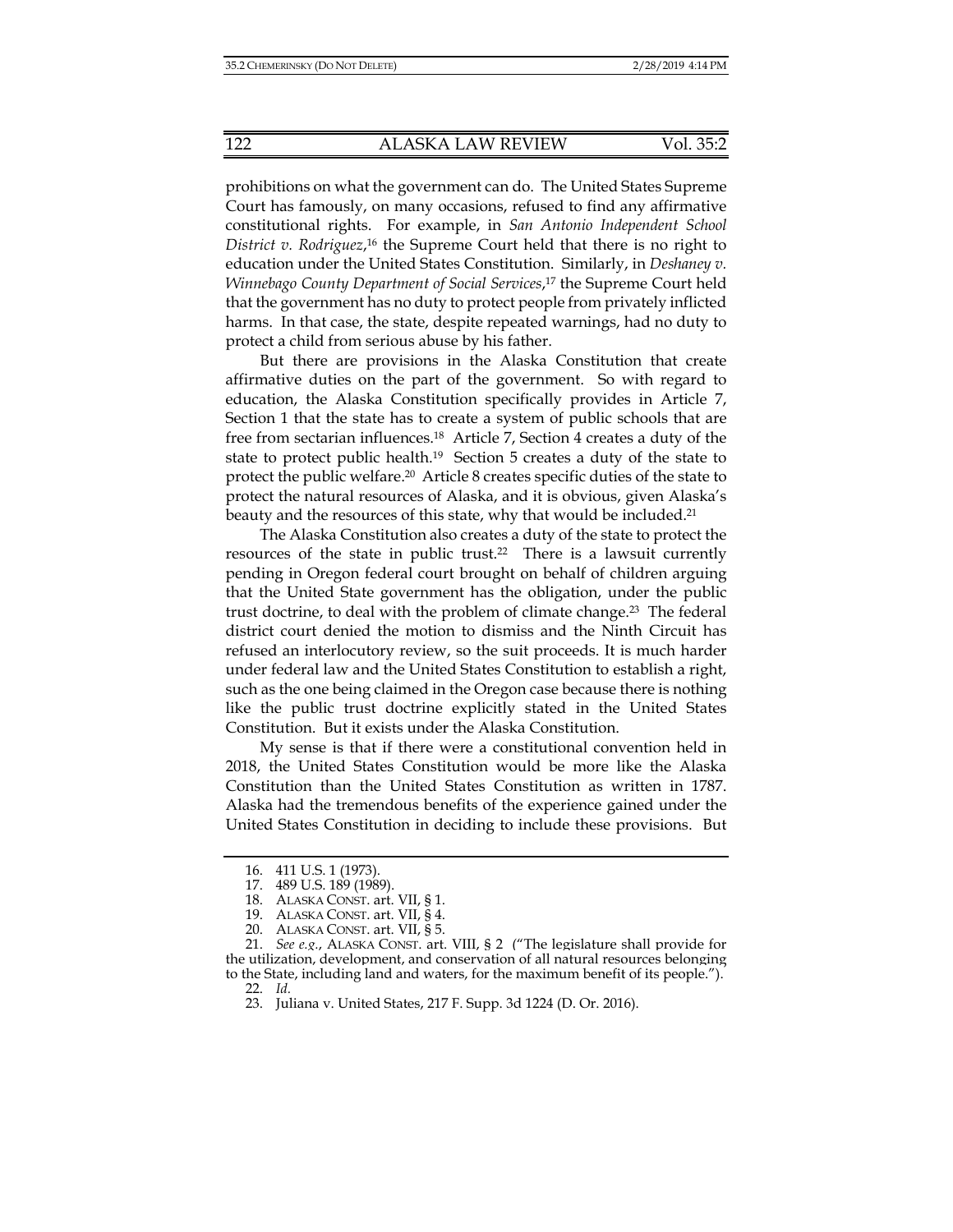prohibitions on what the government can do. The United States Supreme Court has famously, on many occasions, refused to find any affirmative constitutional rights. For example, in *San Antonio Independent School District v. Rodriguez*,[16] the Supreme Court held that there is no right to education under the United States Constitution. Similarly, in *Deshaney v. Winnebago County Department of Social Services*,[17] the Supreme Court held that the government has no duty to protect people from privately inflicted harms. In that case, the state, despite repeated warnings, had no duty to protect a child from serious abuse by his father.

But there are provisions in the Alaska Constitution that create affirmative duties on the part of the government. So with regard to education, the Alaska Constitution specifically provides in Article 7, Section 1 that the state has to create a system of public schools that are free from sectarian influences.[18] Article 7, Section 4 creates a duty of the state to protect public health.[19] Section 5 creates a duty of the state to protect the public welfare.[20] Article 8 creates specific duties of the state to protect the natural resources of Alaska, and it is obvious, given Alaska's beauty and the resources of this state, why that would be included.[21]

The Alaska Constitution also creates a duty of the state to protect the resources of the state in public trust.[22] There is a lawsuit currently pending in Oregon federal court brought on behalf of children arguing that the United State government has the obligation, under the public trust doctrine, to deal with the problem of climate change.[23] The federal district court denied the motion to dismiss and the Ninth Circuit has refused an interlocutory review, so the suit proceeds. It is much harder under federal law and the United States Constitution to establish a right, such as the one being claimed in the Oregon case because there is nothing like the public trust doctrine explicitly stated in the United States Constitution. But it exists under the Alaska Constitution.

My sense is that if there were a constitutional convention held in 2018, the United States Constitution would be more like the Alaska Constitution than the United States Constitution as written in 1787. Alaska had the tremendous benefits of the experience gained under the United States Constitution in deciding to include these provisions. But

---

16. 411 U.S. 1 (1973).
17. 489 U.S. 189 (1989).
18. ALASKA CONST. art. VII, § 1.
19. ALASKA CONST. art. VII, § 4.
20. ALASKA CONST. art. VII, § 5.
21. *See e.g.*, ALASKA CONST. art. VIII, § 2 ("The legislature shall provide for the utilization, development, and conservation of all natural resources belonging to the State, including land and waters, for the maximum benefit of its people.").
22. *Id.*
23. Juliana v. United States, 217 F. Supp. 3d 1224 (D. Or. 2016).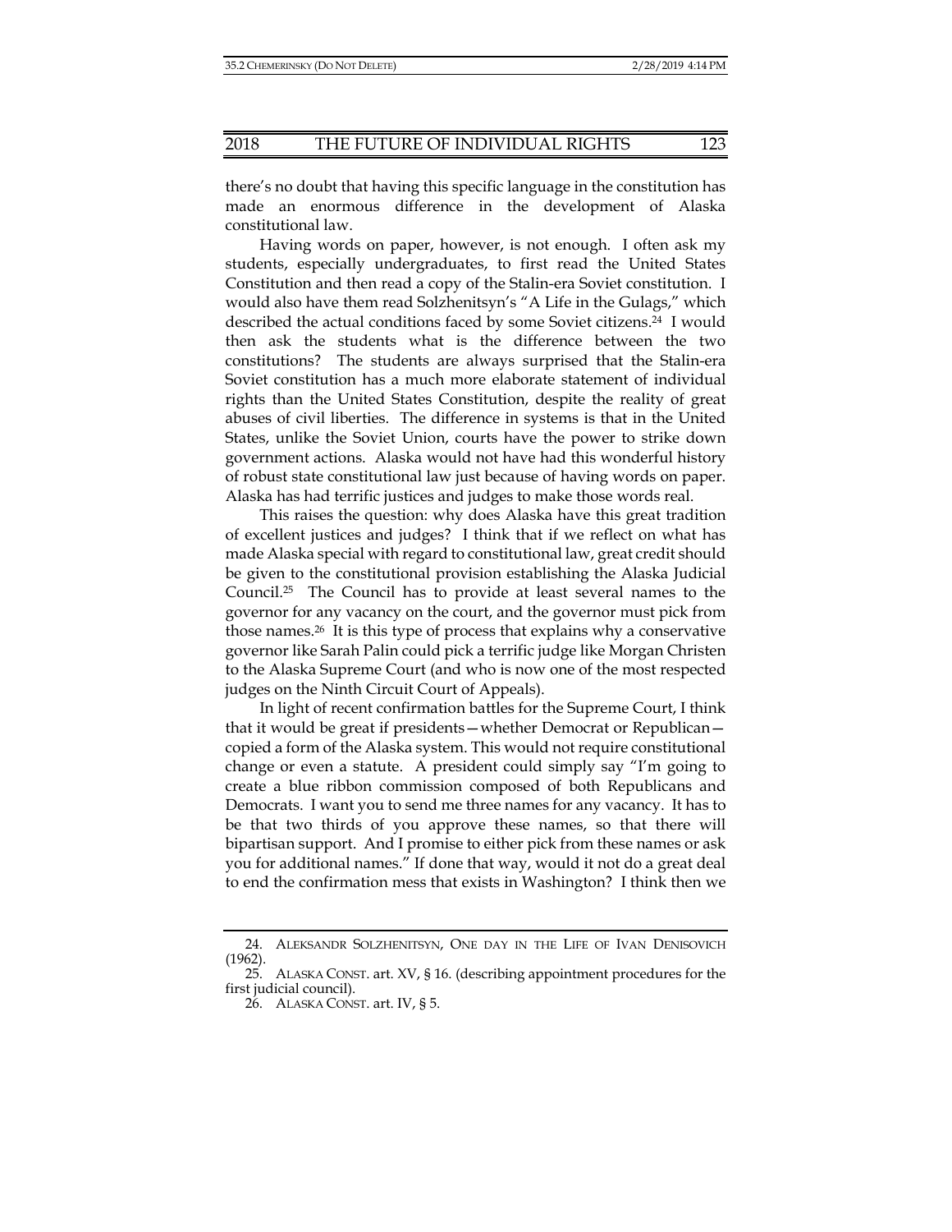there's no doubt that having this specific language in the constitution has made an enormous difference in the development of Alaska constitutional law.

Having words on paper, however, is not enough. I often ask my students, especially undergraduates, to first read the United States Constitution and then read a copy of the Stalin-era Soviet constitution. I would also have them read Solzhenitsyn's "A Life in the Gulags," which described the actual conditions faced by some Soviet citizens.[24] I would then ask the students what is the difference between the two constitutions? The students are always surprised that the Stalin-era Soviet constitution has a much more elaborate statement of individual rights than the United States Constitution, despite the reality of great abuses of civil liberties. The difference in systems is that in the United States, unlike the Soviet Union, courts have the power to strike down government actions. Alaska would not have had this wonderful history of robust state constitutional law just because of having words on paper. Alaska has had terrific justices and judges to make those words real.

This raises the question: why does Alaska have this great tradition of excellent justices and judges? I think that if we reflect on what has made Alaska special with regard to constitutional law, great credit should be given to the constitutional provision establishing the Alaska Judicial Council.[25] The Council has to provide at least several names to the governor for any vacancy on the court, and the governor must pick from those names.[26] It is this type of process that explains why a conservative governor like Sarah Palin could pick a terrific judge like Morgan Christen to the Alaska Supreme Court (and who is now one of the most respected judges on the Ninth Circuit Court of Appeals).

In light of recent confirmation battles for the Supreme Court, I think that it would be great if presidents—whether Democrat or Republican—copied a form of the Alaska system. This would not require constitutional change or even a statute. A president could simply say "I'm going to create a blue ribbon commission composed of both Republicans and Democrats. I want you to send me three names for any vacancy. It has to be that two thirds of you approve these names, so that there will bipartisan support. And I promise to either pick from these names or ask you for additional names." If done that way, would it not do a great deal to end the confirmation mess that exists in Washington? I think then we

---

24. ALEKSANDR SOLZHENITSYN, ONE DAY IN THE LIFE OF IVAN DENISOVICH (1962).

25. ALASKA CONST. art. XV, § 16. (describing appointment procedures for the first judicial council).

26. ALASKA CONST. art. IV, § 5.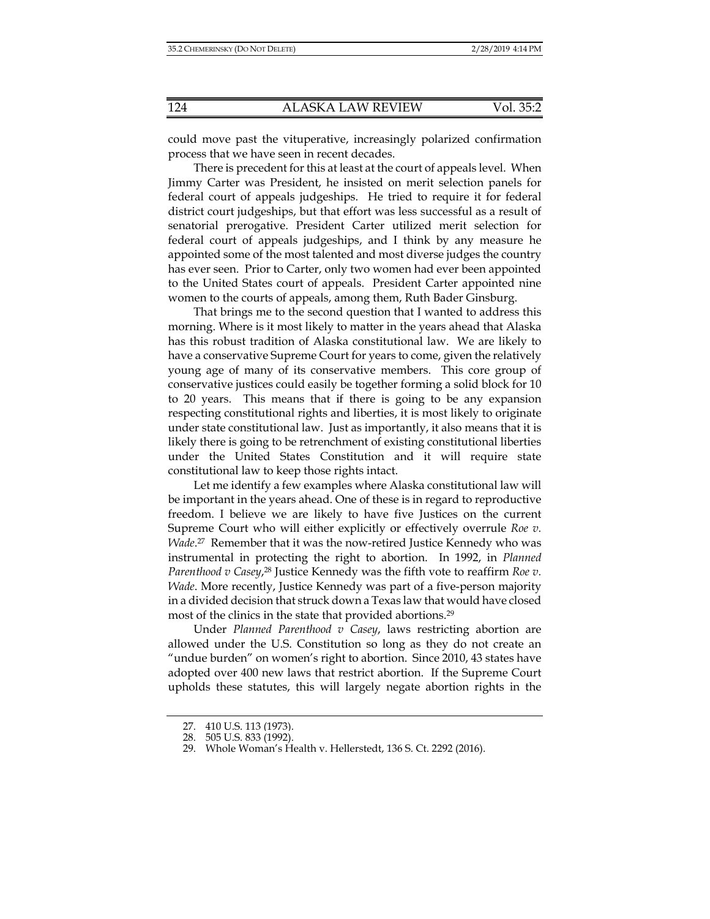could move past the vituperative, increasingly polarized confirmation process that we have seen in recent decades.

There is precedent for this at least at the court of appeals level. When Jimmy Carter was President, he insisted on merit selection panels for federal court of appeals judgeships. He tried to require it for federal district court judgeships, but that effort was less successful as a result of senatorial prerogative. President Carter utilized merit selection for federal court of appeals judgeships, and I think by any measure he appointed some of the most talented and most diverse judges the country has ever seen. Prior to Carter, only two women had ever been appointed to the United States court of appeals. President Carter appointed nine women to the courts of appeals, among them, Ruth Bader Ginsburg.

That brings me to the second question that I wanted to address this morning. Where is it most likely to matter in the years ahead that Alaska has this robust tradition of Alaska constitutional law. We are likely to have a conservative Supreme Court for years to come, given the relatively young age of many of its conservative members. This core group of conservative justices could easily be together forming a solid block for 10 to 20 years. This means that if there is going to be any expansion respecting constitutional rights and liberties, it is most likely to originate under state constitutional law. Just as importantly, it also means that it is likely there is going to be retrenchment of existing constitutional liberties under the United States Constitution and it will require state constitutional law to keep those rights intact.

Let me identify a few examples where Alaska constitutional law will be important in the years ahead. One of these is in regard to reproductive freedom. I believe we are likely to have five Justices on the current Supreme Court who will either explicitly or effectively overrule *Roe v. Wade*.[27] Remember that it was the now-retired Justice Kennedy who was instrumental in protecting the right to abortion. In 1992, in *Planned Parenthood v Casey*,[28] Justice Kennedy was the fifth vote to reaffirm *Roe v. Wade*. More recently, Justice Kennedy was part of a five-person majority in a divided decision that struck down a Texas law that would have closed most of the clinics in the state that provided abortions.[29]

Under *Planned Parenthood v Casey*, laws restricting abortion are allowed under the U.S. Constitution so long as they do not create an "undue burden" on women's right to abortion. Since 2010, 43 states have adopted over 400 new laws that restrict abortion. If the Supreme Court upholds these statutes, this will largely negate abortion rights in the

---

27. 410 U.S. 113 (1973).
28. 505 U.S. 833 (1992).
29. Whole Woman's Health v. Hellerstedt, 136 S. Ct. 2292 (2016).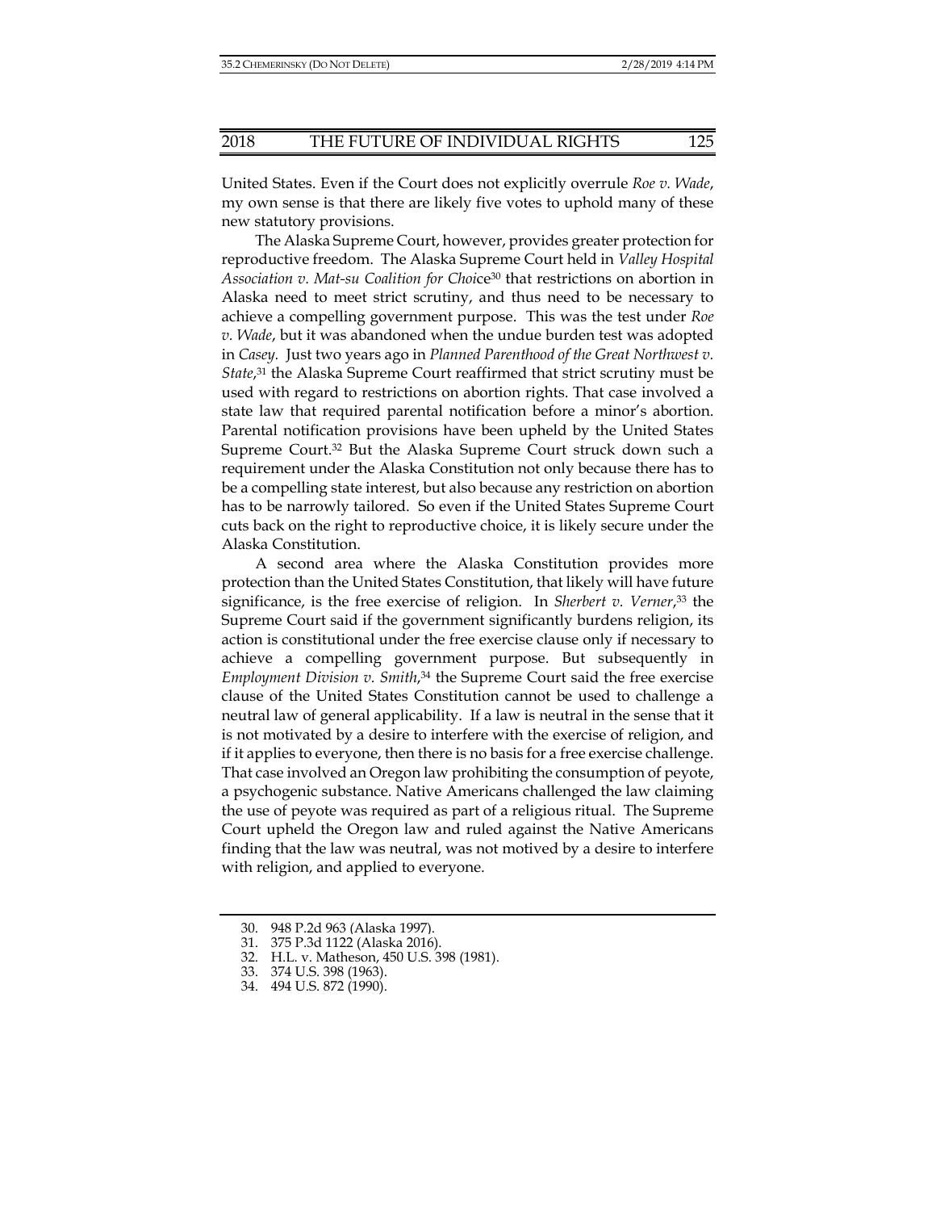United States. Even if the Court does not explicitly overrule *Roe v. Wade*, my own sense is that there are likely five votes to uphold many of these new statutory provisions.

The Alaska Supreme Court, however, provides greater protection for reproductive freedom. The Alaska Supreme Court held in *Valley Hospital Association v. Mat-su Coalition for Choice*[30] that restrictions on abortion in Alaska need to meet strict scrutiny, and thus need to be necessary to achieve a compelling government purpose. This was the test under *Roe v. Wade*, but it was abandoned when the undue burden test was adopted in *Casey.* Just two years ago in *Planned Parenthood of the Great Northwest v. State*,[31] the Alaska Supreme Court reaffirmed that strict scrutiny must be used with regard to restrictions on abortion rights. That case involved a state law that required parental notification before a minor's abortion. Parental notification provisions have been upheld by the United States Supreme Court.[32] But the Alaska Supreme Court struck down such a requirement under the Alaska Constitution not only because there has to be a compelling state interest, but also because any restriction on abortion has to be narrowly tailored. So even if the United States Supreme Court cuts back on the right to reproductive choice, it is likely secure under the Alaska Constitution.

A second area where the Alaska Constitution provides more protection than the United States Constitution, that likely will have future significance, is the free exercise of religion. In *Sherbert v. Verner*,[33] the Supreme Court said if the government significantly burdens religion, its action is constitutional under the free exercise clause only if necessary to achieve a compelling government purpose. But subsequently in *Employment Division v. Smith*,[34] the Supreme Court said the free exercise clause of the United States Constitution cannot be used to challenge a neutral law of general applicability. If a law is neutral in the sense that it is not motivated by a desire to interfere with the exercise of religion, and if it applies to everyone, then there is no basis for a free exercise challenge. That case involved an Oregon law prohibiting the consumption of peyote, a psychogenic substance. Native Americans challenged the law claiming the use of peyote was required as part of a religious ritual. The Supreme Court upheld the Oregon law and ruled against the Native Americans finding that the law was neutral, was not motived by a desire to interfere with religion, and applied to everyone.

30. 948 P.2d 963 (Alaska 1997).
31. 375 P.3d 1122 (Alaska 2016).
32. H.L. v. Matheson, 450 U.S. 398 (1981).
33. 374 U.S. 398 (1963).
34. 494 U.S. 872 (1990).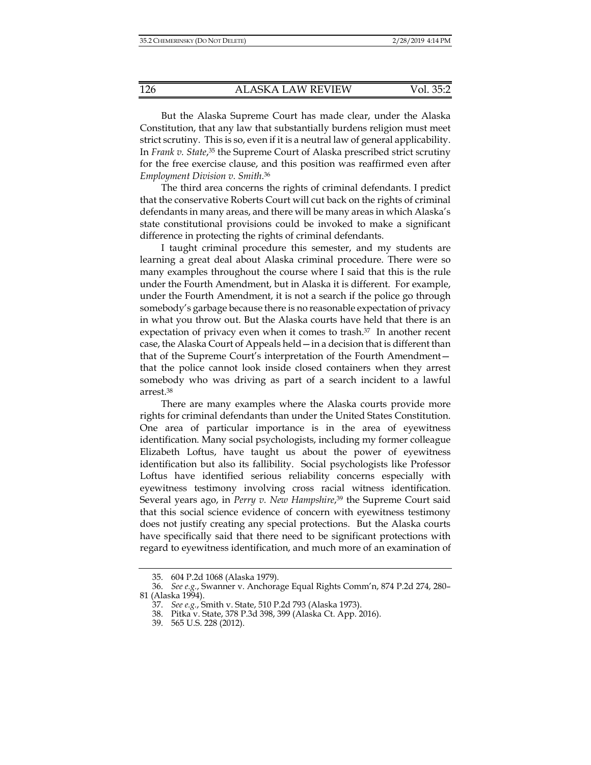But the Alaska Supreme Court has made clear, under the Alaska Constitution, that any law that substantially burdens religion must meet strict scrutiny. This is so, even if it is a neutral law of general applicability. In *Frank v. State*,[35] the Supreme Court of Alaska prescribed strict scrutiny for the free exercise clause, and this position was reaffirmed even after *Employment Division v. Smith*.[36]

The third area concerns the rights of criminal defendants. I predict that the conservative Roberts Court will cut back on the rights of criminal defendants in many areas, and there will be many areas in which Alaska's state constitutional provisions could be invoked to make a significant difference in protecting the rights of criminal defendants.

I taught criminal procedure this semester, and my students are learning a great deal about Alaska criminal procedure. There were so many examples throughout the course where I said that this is the rule under the Fourth Amendment, but in Alaska it is different. For example, under the Fourth Amendment, it is not a search if the police go through somebody's garbage because there is no reasonable expectation of privacy in what you throw out. But the Alaska courts have held that there is an expectation of privacy even when it comes to trash.[37] In another recent case, the Alaska Court of Appeals held—in a decision that is different than that of the Supreme Court's interpretation of the Fourth Amendment—that the police cannot look inside closed containers when they arrest somebody who was driving as part of a search incident to a lawful arrest.[38]

There are many examples where the Alaska courts provide more rights for criminal defendants than under the United States Constitution. One area of particular importance is in the area of eyewitness identification. Many social psychologists, including my former colleague Elizabeth Loftus, have taught us about the power of eyewitness identification but also its fallibility. Social psychologists like Professor Loftus have identified serious reliability concerns especially with eyewitness testimony involving cross racial witness identification. Several years ago, in *Perry v. New Hampshire*,[39] the Supreme Court said that this social science evidence of concern with eyewitness testimony does not justify creating any special protections. But the Alaska courts have specifically said that there need to be significant protections with regard to eyewitness identification, and much more of an examination of

---

35. 604 P.2d 1068 (Alaska 1979).

36. *See e.g.*, Swanner v. Anchorage Equal Rights Comm'n, 874 P.2d 274, 280–81 (Alaska 1994).

37. *See e.g.*, Smith v. State, 510 P.2d 793 (Alaska 1973).

38. Pitka v. State, 378 P.3d 398, 399 (Alaska Ct. App. 2016).

39. 565 U.S. 228 (2012).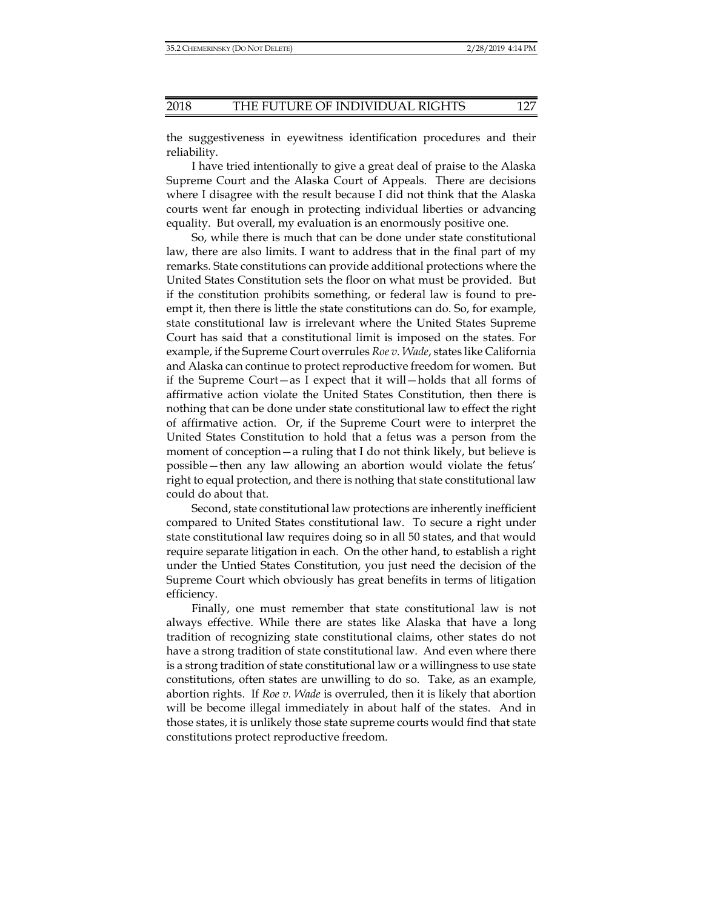the suggestiveness in eyewitness identification procedures and their reliability.

I have tried intentionally to give a great deal of praise to the Alaska Supreme Court and the Alaska Court of Appeals. There are decisions where I disagree with the result because I did not think that the Alaska courts went far enough in protecting individual liberties or advancing equality. But overall, my evaluation is an enormously positive one.

So, while there is much that can be done under state constitutional law, there are also limits. I want to address that in the final part of my remarks. State constitutions can provide additional protections where the United States Constitution sets the floor on what must be provided. But if the constitution prohibits something, or federal law is found to preempt it, then there is little the state constitutions can do. So, for example, state constitutional law is irrelevant where the United States Supreme Court has said that a constitutional limit is imposed on the states. For example, if the Supreme Court overrules *Roe v. Wade*, states like California and Alaska can continue to protect reproductive freedom for women. But if the Supreme Court—as I expect that it will—holds that all forms of affirmative action violate the United States Constitution, then there is nothing that can be done under state constitutional law to effect the right of affirmative action. Or, if the Supreme Court were to interpret the United States Constitution to hold that a fetus was a person from the moment of conception—a ruling that I do not think likely, but believe is possible—then any law allowing an abortion would violate the fetus' right to equal protection, and there is nothing that state constitutional law could do about that.

Second, state constitutional law protections are inherently inefficient compared to United States constitutional law. To secure a right under state constitutional law requires doing so in all 50 states, and that would require separate litigation in each. On the other hand, to establish a right under the Untied States Constitution, you just need the decision of the Supreme Court which obviously has great benefits in terms of litigation efficiency.

Finally, one must remember that state constitutional law is not always effective. While there are states like Alaska that have a long tradition of recognizing state constitutional claims, other states do not have a strong tradition of state constitutional law. And even where there is a strong tradition of state constitutional law or a willingness to use state constitutions, often states are unwilling to do so. Take, as an example, abortion rights. If *Roe v. Wade* is overruled, then it is likely that abortion will be become illegal immediately in about half of the states. And in those states, it is unlikely those state supreme courts would find that state constitutions protect reproductive freedom.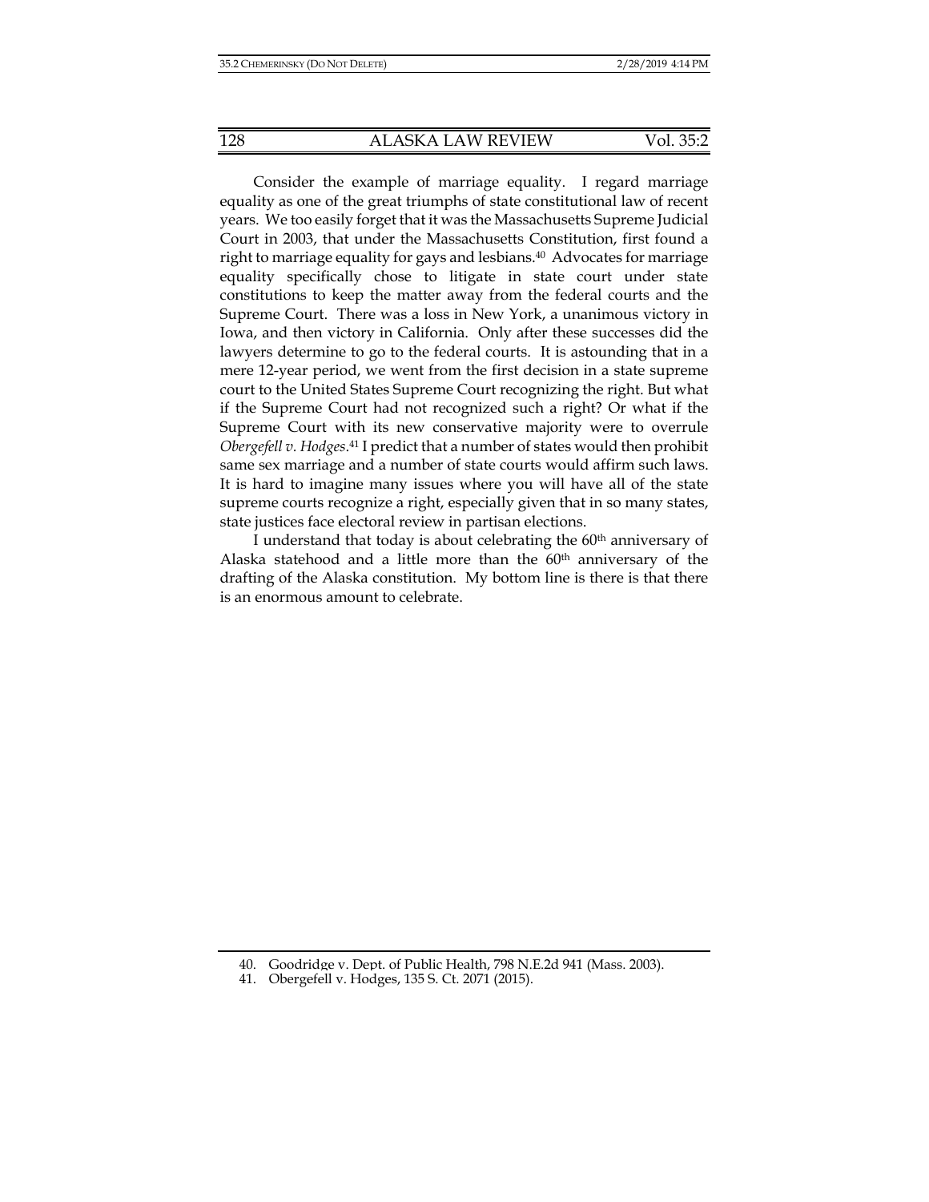Consider the example of marriage equality. I regard marriage equality as one of the great triumphs of state constitutional law of recent years. We too easily forget that it was the Massachusetts Supreme Judicial Court in 2003, that under the Massachusetts Constitution, first found a right to marriage equality for gays and lesbians.[40] Advocates for marriage equality specifically chose to litigate in state court under state constitutions to keep the matter away from the federal courts and the Supreme Court. There was a loss in New York, a unanimous victory in Iowa, and then victory in California. Only after these successes did the lawyers determine to go to the federal courts. It is astounding that in a mere 12-year period, we went from the first decision in a state supreme court to the United States Supreme Court recognizing the right. But what if the Supreme Court had not recognized such a right? Or what if the Supreme Court with its new conservative majority were to overrule *Obergefell v. Hodges*.[41] I predict that a number of states would then prohibit same sex marriage and a number of state courts would affirm such laws. It is hard to imagine many issues where you will have all of the state supreme courts recognize a right, especially given that in so many states, state justices face electoral review in partisan elections.

I understand that today is about celebrating the 60th anniversary of Alaska statehood and a little more than the 60th anniversary of the drafting of the Alaska constitution. My bottom line is there is that there is an enormous amount to celebrate.

40. Goodridge v. Dept. of Public Health, 798 N.E.2d 941 (Mass. 2003).

41. Obergefell v. Hodges, 135 S. Ct. 2071 (2015).